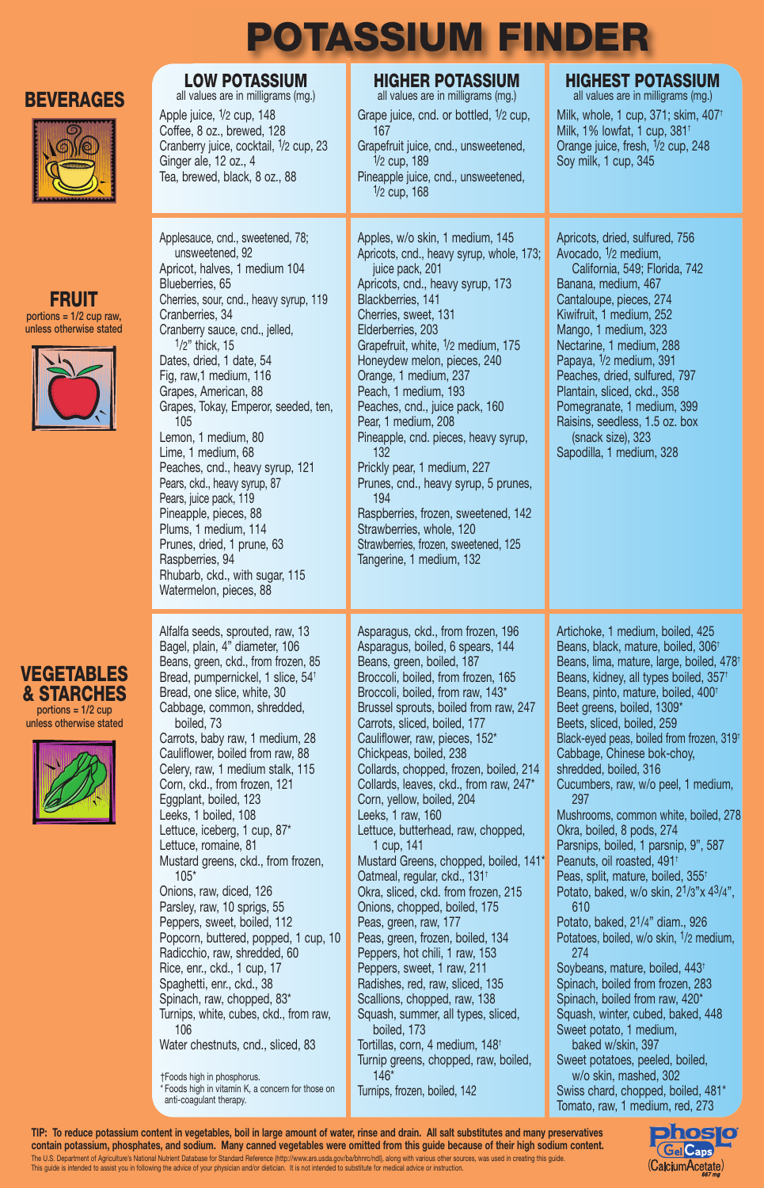# POTASSIUM FINDER

## BEVERAGES

### LOW POTASSIUM
all values are in milligrams (mg.)

- Apple juice, 1/2 cup, 148
- Coffee, 8 oz., brewed, 128
- Cranberry juice, cocktail, 1/2 cup, 23
- Ginger ale, 12 oz., 4
- Tea, brewed, black, 8 oz., 88

### HIGHER POTASSIUM
all values are in milligrams (mg.)

- Grape juice, cnd. or bottled, 1/2 cup, 167
- Grapefruit juice, cnd., unsweetened, 1/2 cup, 189
- Pineapple juice, cnd., unsweetened, 1/2 cup, 168

### HIGHEST POTASSIUM
all values are in milligrams (mg.)

- Milk, whole, 1 cup, 371; skim, 407†
- Milk, 1% lowfat, 1 cup, 381†
- Orange juice, fresh, 1/2 cup, 248
- Soy milk, 1 cup, 345

## FRUIT
portions = 1/2 cup raw, unless otherwise stated

### LOW POTASSIUM

- Applesauce, cnd., sweetened, 78; unsweetened, 92
- Apricot, halves, 1 medium 104
- Blueberries, 65
- Cherries, sour, cnd., heavy syrup, 119
- Cranberries, 34
- Cranberry sauce, cnd., jelled, 1/2" thick, 15
- Dates, dried, 1 date, 54
- Fig, raw,1 medium, 116
- Grapes, American, 88
- Grapes, Tokay, Emperor, seeded, ten, 105
- Lemon, 1 medium, 80
- Lime, 1 medium, 68
- Peaches, cnd., heavy syrup, 121
- Pears, ckd., heavy syrup, 87
- Pears, juice pack, 119
- Pineapple, pieces, 88
- Plums, 1 medium, 114
- Prunes, dried, 1 prune, 63
- Raspberries, 94
- Rhubarb, ckd., with sugar, 115
- Watermelon, pieces, 88

### HIGHER POTASSIUM

- Apples, w/o skin, 1 medium, 145
- Apricots, cnd., heavy syrup, whole, 173; juice pack, 201
- Apricots, cnd., heavy syrup, 173
- Blackberries, 141
- Cherries, sweet, 131
- Elderberries, 203
- Grapefruit, white, 1/2 medium, 175
- Honeydew melon, pieces, 240
- Orange, 1 medium, 237
- Peach, 1 medium, 193
- Peaches, cnd., juice pack, 160
- Pear, 1 medium, 208
- Pineapple, cnd. pieces, heavy syrup, 132
- Prickly pear, 1 medium, 227
- Prunes, cnd., heavy syrup, 5 prunes, 194
- Raspberries, frozen, sweetened, 142
- Strawberries, whole, 120
- Strawberries, frozen, sweetened, 125
- Tangerine, 1 medium, 132

### HIGHEST POTASSIUM

- Apricots, dried, sulfured, 756
- Avocado, 1/2 medium, California, 549; Florida, 742
- Banana, medium, 467
- Cantaloupe, pieces, 274
- Kiwifruit, 1 medium, 252
- Mango, 1 medium, 323
- Nectarine, 1 medium, 288
- Papaya, 1/2 medium, 391
- Peaches, dried, sulfured, 797
- Plantain, sliced, ckd., 358
- Pomegranate, 1 medium, 399
- Raisins, seedless, 1.5 oz. box (snack size), 323
- Sapodilla, 1 medium, 328

## VEGETABLES & STARCHES
portions = 1/2 cup unless otherwise stated

### LOW POTASSIUM

- Alfalfa seeds, sprouted, raw, 13
- Bagel, plain, 4" diameter, 106
- Beans, green, ckd., from frozen, 85
- Bread, pumpernickel, 1 slice, 54†
- Bread, one slice, white, 30
- Cabbage, common, shredded, boiled, 73
- Carrots, baby raw, 1 medium, 28
- Cauliflower, boiled from raw, 88
- Celery, raw, 1 medium stalk, 115
- Corn, ckd., from frozen, 121
- Eggplant, boiled, 123
- Leeks, 1 boiled, 108
- Lettuce, iceberg, 1 cup, 87*
- Lettuce, romaine, 81
- Mustard greens, ckd., from frozen, 105*
- Onions, raw, diced, 126
- Parsley, raw, 10 sprigs, 55
- Peppers, sweet, boiled, 112
- Popcorn, buttered, popped, 1 cup, 10
- Radicchio, raw, shredded, 60
- Rice, enr., ckd., 1 cup, 17
- Spaghetti, enr., ckd., 38
- Spinach, raw, chopped, 83*
- Turnips, white, cubes, ckd., from raw, 106
- Water chestnuts, cnd., sliced, 83

†Foods high in phosphorus.
*Foods high in vitamin K, a concern for those on anti-coagulant therapy.

### HIGHER POTASSIUM

- Asparagus, ckd., from frozen, 196
- Asparagus, boiled, 6 spears, 144
- Beans, green, boiled, 187
- Broccoli, boiled, from frozen, 165
- Broccoli, boiled, from raw, 143*
- Brussel sprouts, boiled from raw, 247
- Carrots, sliced, boiled, 177
- Cauliflower, raw, pieces, 152*
- Chickpeas, boiled, 238
- Collards, chopped, frozen, boiled, 214
- Collards, leaves, ckd., from raw, 247*
- Corn, yellow, boiled, 204
- Leeks, 1 raw, 160
- Lettuce, butterhead, raw, chopped, 1 cup, 141
- Mustard Greens, chopped, boiled, 141*
- Oatmeal, regular, ckd., 131†
- Okra, sliced, ckd. from frozen, 215
- Onions, chopped, boiled, 175
- Peas, green, raw, 177
- Peas, green, frozen, boiled, 134
- Peppers, hot chili, 1 raw, 153
- Peppers, sweet, 1 raw, 211
- Radishes, red, raw, sliced, 135
- Scallions, chopped, raw, 138
- Squash, summer, all types, sliced, boiled, 173
- Tortillas, corn, 4 medium, 148†
- Turnip greens, chopped, raw, boiled, 146*
- Turnips, frozen, boiled, 142

### HIGHEST POTASSIUM

- Artichoke, 1 medium, boiled, 425
- Beans, black, mature, boiled, 306†
- Beans, lima, mature, large, boiled, 478†
- Beans, kidney, all types boiled, 357†
- Beans, pinto, mature, boiled, 400†
- Beet greens, boiled, 1309*
- Beets, sliced, boiled, 259
- Black-eyed peas, boiled from frozen, 319†
- Cabbage, Chinese bok-choy, shredded, boiled, 316
- Cucumbers, raw, w/o peel, 1 medium, 297
- Mushrooms, common white, boiled, 278
- Okra, boiled, 8 pods, 274
- Parsnips, boiled, 1 parsnip, 9", 587
- Peanuts, oil roasted, 491†
- Peas, split, mature, boiled, 355†
- Potato, baked, w/o skin, 2 1/3"x 4 3/4", 610
- Potato, baked, 2 1/4" diam., 926
- Potatoes, boiled, w/o skin, 1/2 medium, 274
- Soybeans, mature, boiled, 443†
- Spinach, boiled from frozen, 283
- Spinach, boiled from raw, 420*
- Squash, winter, cubed, baked, 448
- Sweet potato, 1 medium, baked w/skin, 397
- Sweet potatoes, peeled, boiled, w/o skin, mashed, 302
- Swiss chard, chopped, boiled, 481*
- Tomato, raw, 1 medium, red, 273

**TIP: To reduce potassium content in vegetables, boil in large amount of water, rinse and drain. All salt substitutes and many preservatives contain potassium, phosphates, and sodium. Many canned vegetables were omitted from this guide because of their high sodium content.**

The U.S. Department of Agriculture's National Nutrient Database for Standard Reference (http://www.ars.usda.gov/ba/bhnrc/ndl), along with various other sources, was used in creating this guide.
This guide is intended to assist you in following the advice of your physician and/or dietician. It is not intended to substitute for medical advice or instruction.

PhosLo GelCaps (Calcium Acetate) 667 mg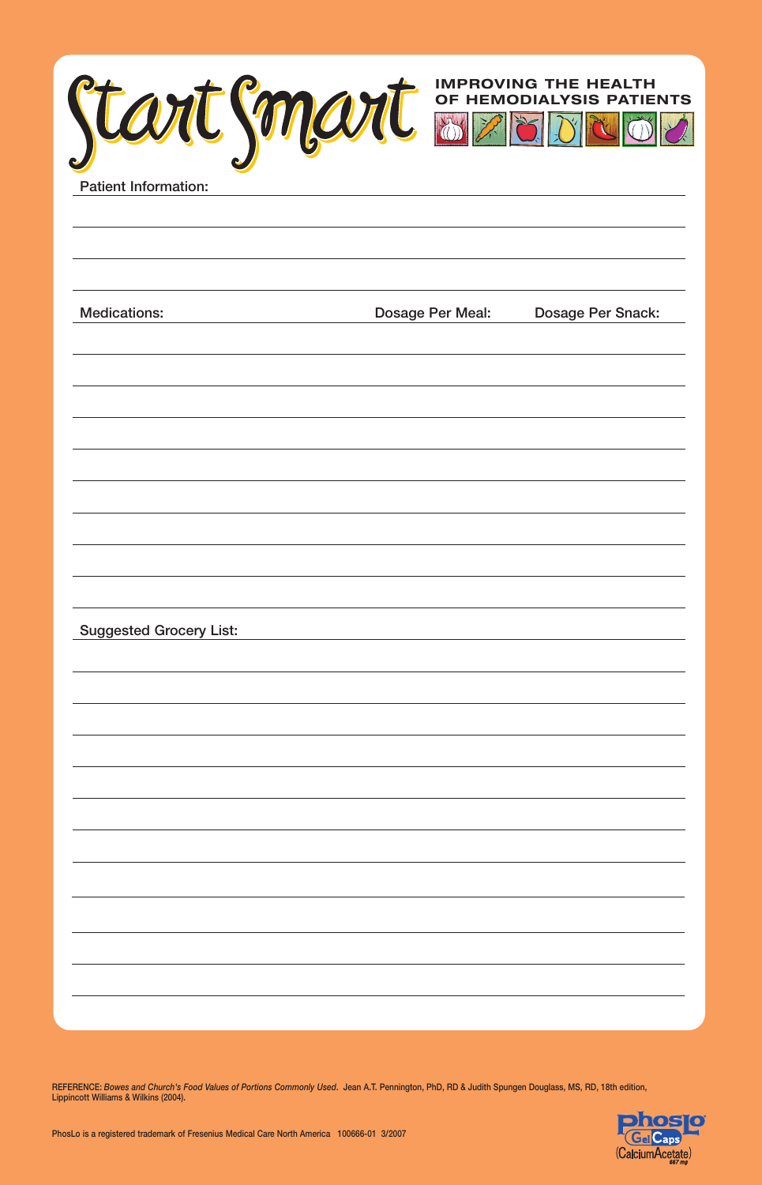# Start Smart

**IMPROVING THE HEALTH OF HEMODIALYSIS PATIENTS**

**Patient Information:**

| Medications: | Dosage Per Meal: | Dosage Per Snack: |
|---|---|---|
| | | |
| | | |
| | | |
| | | |
| | | |
| | | |
| | | |
| | | |
| | | |

**Suggested Grocery List:**

REFERENCE: *Bowes and Church's Food Values of Portions Commonly Used*. Jean A.T. Pennington, PhD, RD & Judith Spungen Douglass, MS, RD, 18th edition, Lippincott Williams & Wilkins (2004).

PhosLo is a registered trademark of Fresenius Medical Care North America 100666-01 3/2007

PhosLo® GelCaps (Calcium Acetate) 667 mg